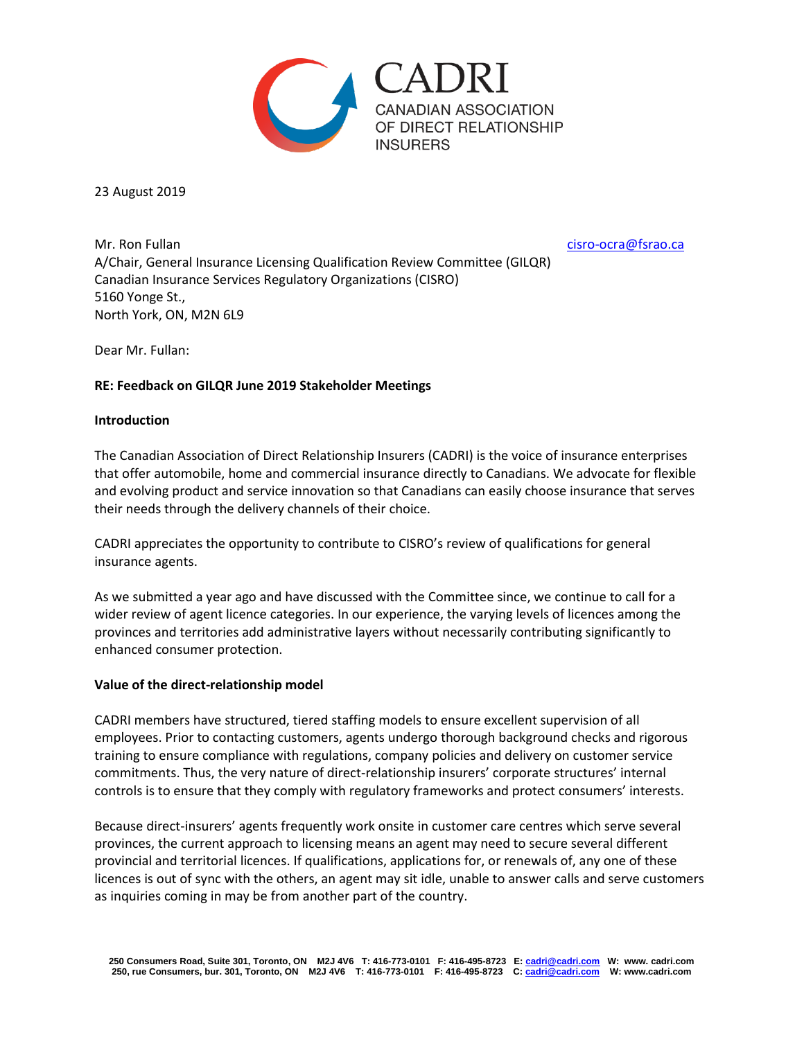CADRI
CANADIAN ASSOCIATION OF DIRECT RELATIONSHIP INSURERS

23 August 2019

Mr. Ron Fullan
A/Chair, General Insurance Licensing Qualification Review Committee (GILQR)
Canadian Insurance Services Regulatory Organizations (CISRO)
5160 Yonge St.,
North York, ON, M2N 6L9

cisro-ocra@fsrao.ca

Dear Mr. Fullan:

**RE: Feedback on GILQR June 2019 Stakeholder Meetings**

**Introduction**

The Canadian Association of Direct Relationship Insurers (CADRI) is the voice of insurance enterprises that offer automobile, home and commercial insurance directly to Canadians. We advocate for flexible and evolving product and service innovation so that Canadians can easily choose insurance that serves their needs through the delivery channels of their choice.

CADRI appreciates the opportunity to contribute to CISRO's review of qualifications for general insurance agents.

As we submitted a year ago and have discussed with the Committee since, we continue to call for a wider review of agent licence categories. In our experience, the varying levels of licences among the provinces and territories add administrative layers without necessarily contributing significantly to enhanced consumer protection.

**Value of the direct-relationship model**

CADRI members have structured, tiered staffing models to ensure excellent supervision of all employees. Prior to contacting customers, agents undergo thorough background checks and rigorous training to ensure compliance with regulations, company policies and delivery on customer service commitments. Thus, the very nature of direct-relationship insurers' corporate structures' internal controls is to ensure that they comply with regulatory frameworks and protect consumers' interests.

Because direct-insurers' agents frequently work onsite in customer care centres which serve several provinces, the current approach to licensing means an agent may need to secure several different provincial and territorial licences. If qualifications, applications for, or renewals of, any one of these licences is out of sync with the others, an agent may sit idle, unable to answer calls and serve customers as inquiries coming in may be from another part of the country.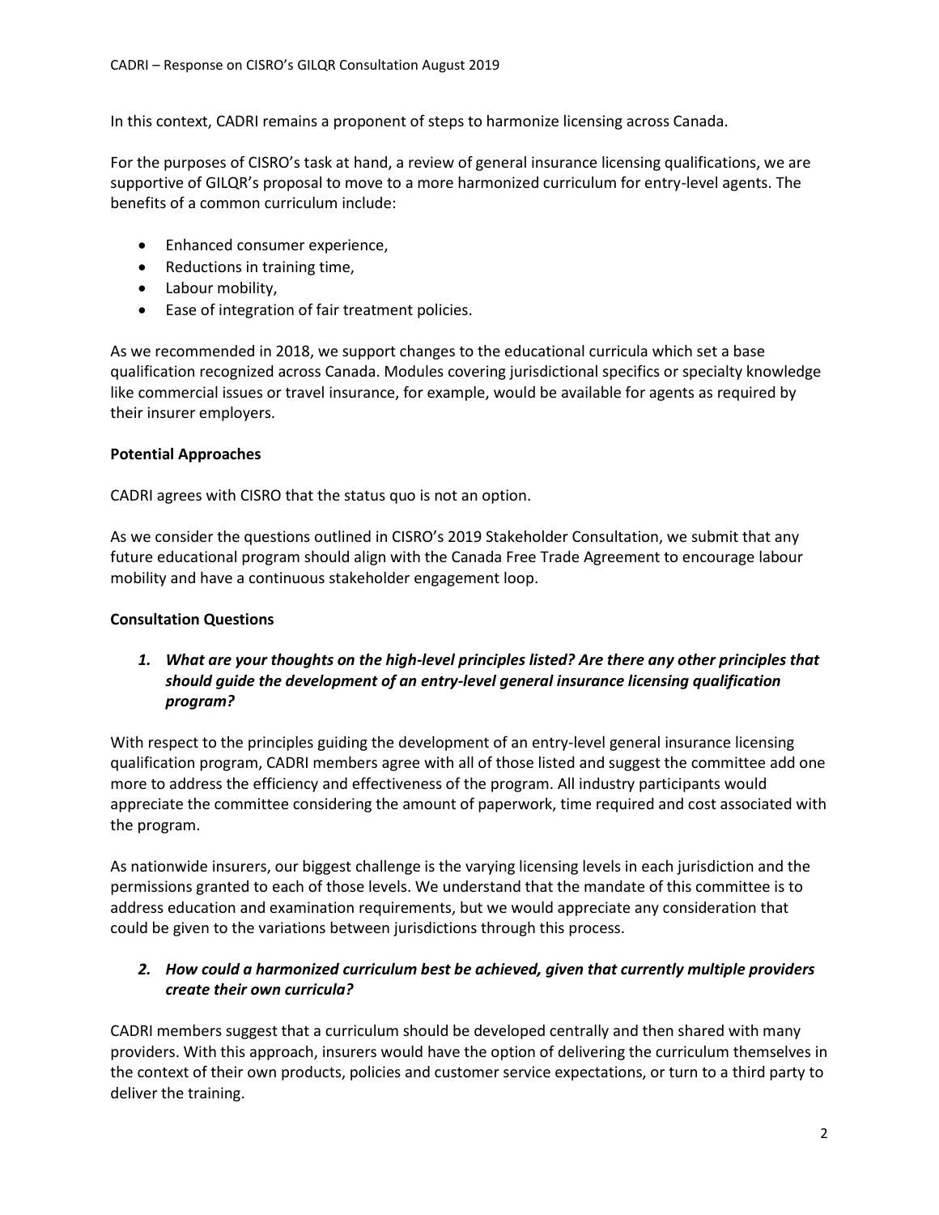In this context, CADRI remains a proponent of steps to harmonize licensing across Canada.

For the purposes of CISRO's task at hand, a review of general insurance licensing qualifications, we are supportive of GILQR's proposal to move to a more harmonized curriculum for entry-level agents. The benefits of a common curriculum include:

- Enhanced consumer experience,
- Reductions in training time,
- Labour mobility,
- Ease of integration of fair treatment policies.

As we recommended in 2018, we support changes to the educational curricula which set a base qualification recognized across Canada. Modules covering jurisdictional specifics or specialty knowledge like commercial issues or travel insurance, for example, would be available for agents as required by their insurer employers.

**Potential Approaches**

CADRI agrees with CISRO that the status quo is not an option.

As we consider the questions outlined in CISRO's 2019 Stakeholder Consultation, we submit that any future educational program should align with the Canada Free Trade Agreement to encourage labour mobility and have a continuous stakeholder engagement loop.

**Consultation Questions**

1. ***What are your thoughts on the high-level principles listed? Are there any other principles that should guide the development of an entry-level general insurance licensing qualification program?***

With respect to the principles guiding the development of an entry-level general insurance licensing qualification program, CADRI members agree with all of those listed and suggest the committee add one more to address the efficiency and effectiveness of the program. All industry participants would appreciate the committee considering the amount of paperwork, time required and cost associated with the program.

As nationwide insurers, our biggest challenge is the varying licensing levels in each jurisdiction and the permissions granted to each of those levels. We understand that the mandate of this committee is to address education and examination requirements, but we would appreciate any consideration that could be given to the variations between jurisdictions through this process.

2. ***How could a harmonized curriculum best be achieved, given that currently multiple providers create their own curricula?***

CADRI members suggest that a curriculum should be developed centrally and then shared with many providers. With this approach, insurers would have the option of delivering the curriculum themselves in the context of their own products, policies and customer service expectations, or turn to a third party to deliver the training.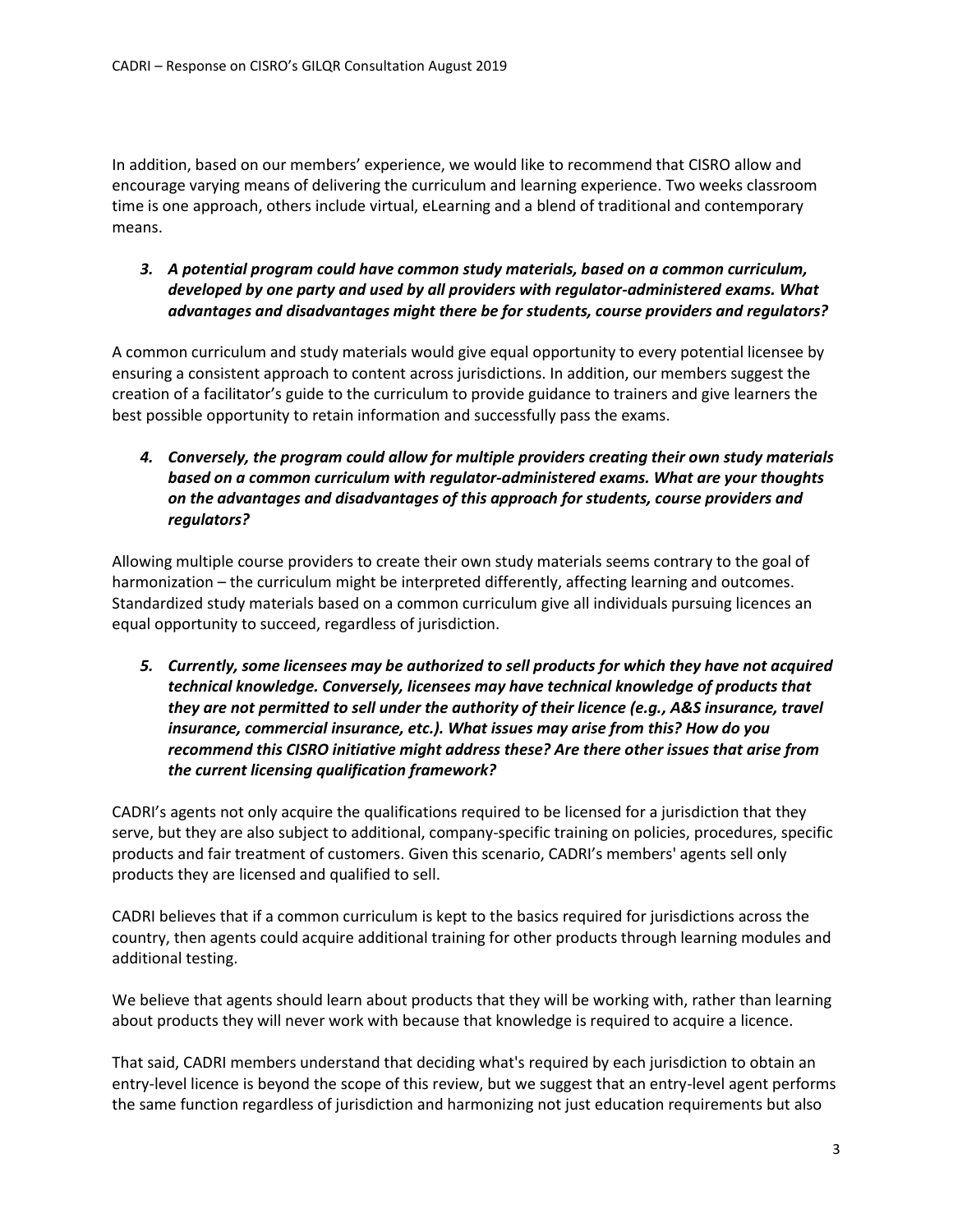In addition, based on our members' experience, we would like to recommend that CISRO allow and encourage varying means of delivering the curriculum and learning experience. Two weeks classroom time is one approach, others include virtual, eLearning and a blend of traditional and contemporary means.

***3. A potential program could have common study materials, based on a common curriculum, developed by one party and used by all providers with regulator-administered exams. What advantages and disadvantages might there be for students, course providers and regulators?***

A common curriculum and study materials would give equal opportunity to every potential licensee by ensuring a consistent approach to content across jurisdictions. In addition, our members suggest the creation of a facilitator's guide to the curriculum to provide guidance to trainers and give learners the best possible opportunity to retain information and successfully pass the exams.

***4. Conversely, the program could allow for multiple providers creating their own study materials based on a common curriculum with regulator-administered exams. What are your thoughts on the advantages and disadvantages of this approach for students, course providers and regulators?***

Allowing multiple course providers to create their own study materials seems contrary to the goal of harmonization – the curriculum might be interpreted differently, affecting learning and outcomes. Standardized study materials based on a common curriculum give all individuals pursuing licences an equal opportunity to succeed, regardless of jurisdiction.

***5. Currently, some licensees may be authorized to sell products for which they have not acquired technical knowledge. Conversely, licensees may have technical knowledge of products that they are not permitted to sell under the authority of their licence (e.g., A&S insurance, travel insurance, commercial insurance, etc.). What issues may arise from this? How do you recommend this CISRO initiative might address these? Are there other issues that arise from the current licensing qualification framework?***

CADRI's agents not only acquire the qualifications required to be licensed for a jurisdiction that they serve, but they are also subject to additional, company-specific training on policies, procedures, specific products and fair treatment of customers. Given this scenario, CADRI's members' agents sell only products they are licensed and qualified to sell.

CADRI believes that if a common curriculum is kept to the basics required for jurisdictions across the country, then agents could acquire additional training for other products through learning modules and additional testing.

We believe that agents should learn about products that they will be working with, rather than learning about products they will never work with because that knowledge is required to acquire a licence.

That said, CADRI members understand that deciding what's required by each jurisdiction to obtain an entry-level licence is beyond the scope of this review, but we suggest that an entry-level agent performs the same function regardless of jurisdiction and harmonizing not just education requirements but also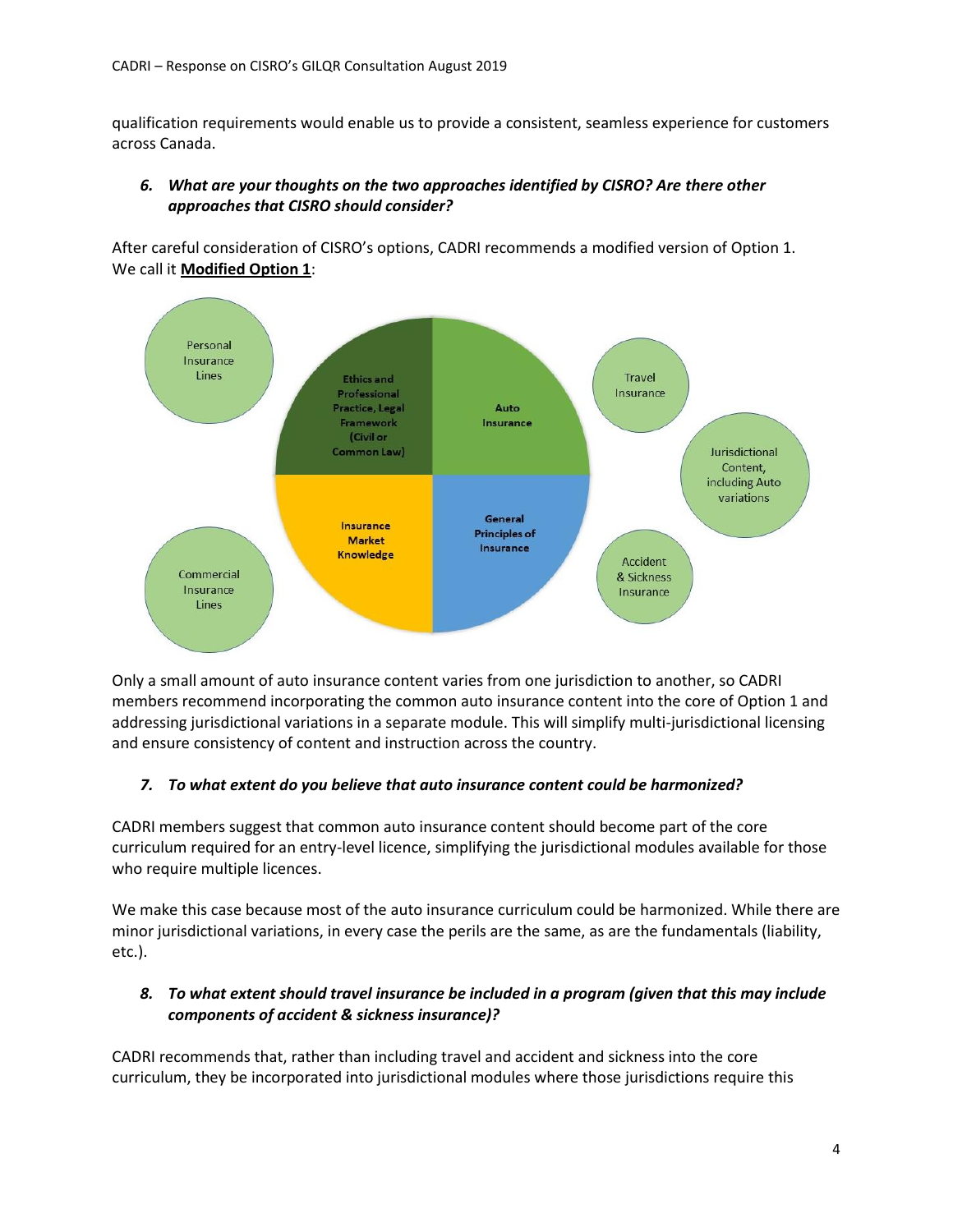qualification requirements would enable us to provide a consistent, seamless experience for customers across Canada.

### *6. What are your thoughts on the two approaches identified by CISRO? Are there other approaches that CISRO should consider?*

After careful consideration of CISRO's options, CADRI recommends a modified version of Option 1. We call it **Modified Option 1**:

Personal Insurance Lines

Ethics and Professional Practice, Legal Framework (Civil or Common Law)

Auto Insurance

Travel Insurance

Jurisdictional Content, including Auto variations

Insurance Market Knowledge

General Principles of Insurance

Accident & Sickness Insurance

Commercial Insurance Lines

Only a small amount of auto insurance content varies from one jurisdiction to another, so CADRI members recommend incorporating the common auto insurance content into the core of Option 1 and addressing jurisdictional variations in a separate module. This will simplify multi-jurisdictional licensing and ensure consistency of content and instruction across the country.

### *7. To what extent do you believe that auto insurance content could be harmonized?*

CADRI members suggest that common auto insurance content should become part of the core curriculum required for an entry-level licence, simplifying the jurisdictional modules available for those who require multiple licences.

We make this case because most of the auto insurance curriculum could be harmonized. While there are minor jurisdictional variations, in every case the perils are the same, as are the fundamentals (liability, etc.).

### *8. To what extent should travel insurance be included in a program (given that this may include components of accident & sickness insurance)?*

CADRI recommends that, rather than including travel and accident and sickness into the core curriculum, they be incorporated into jurisdictional modules where those jurisdictions require this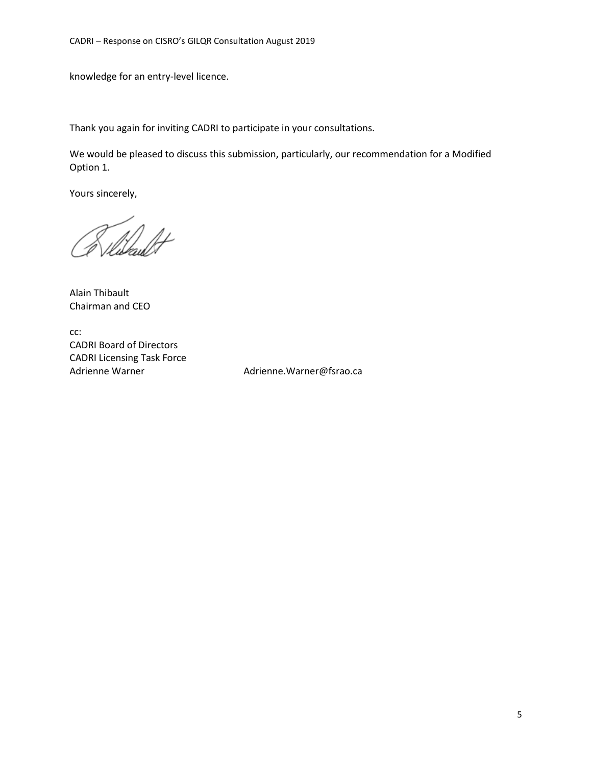knowledge for an entry-level licence.

Thank you again for inviting CADRI to participate in your consultations.

We would be pleased to discuss this submission, particularly, our recommendation for a Modified Option 1.

Yours sincerely,

Alain Thibault
Chairman and CEO

cc:
CADRI Board of Directors
CADRI Licensing Task Force
Adrienne Warner Adrienne.Warner@fsrao.ca